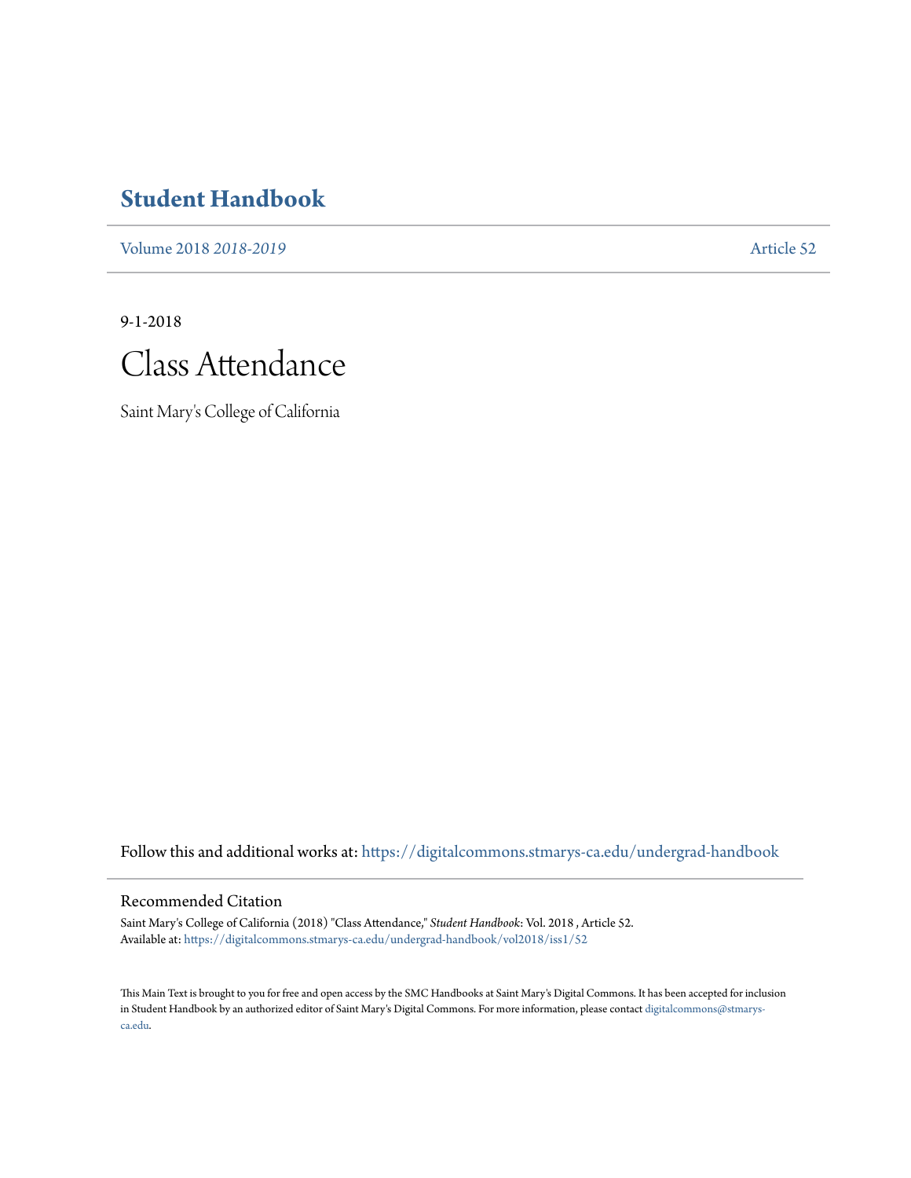# Student Handbook

Volume 2018 *2018-2019* Article 52

9-1-2018

## Class Attendance

Saint Mary's College of California

Follow this and additional works at: https://digitalcommons.stmarys-ca.edu/undergrad-handbook

### Recommended Citation

Saint Mary's College of California (2018) "Class Attendance," *Student Handbook*: Vol. 2018 , Article 52.
Available at: https://digitalcommons.stmarys-ca.edu/undergrad-handbook/vol2018/iss1/52

This Main Text is brought to you for free and open access by the SMC Handbooks at Saint Mary's Digital Commons. It has been accepted for inclusion in Student Handbook by an authorized editor of Saint Mary's Digital Commons. For more information, please contact digitalcommons@stmarys-ca.edu.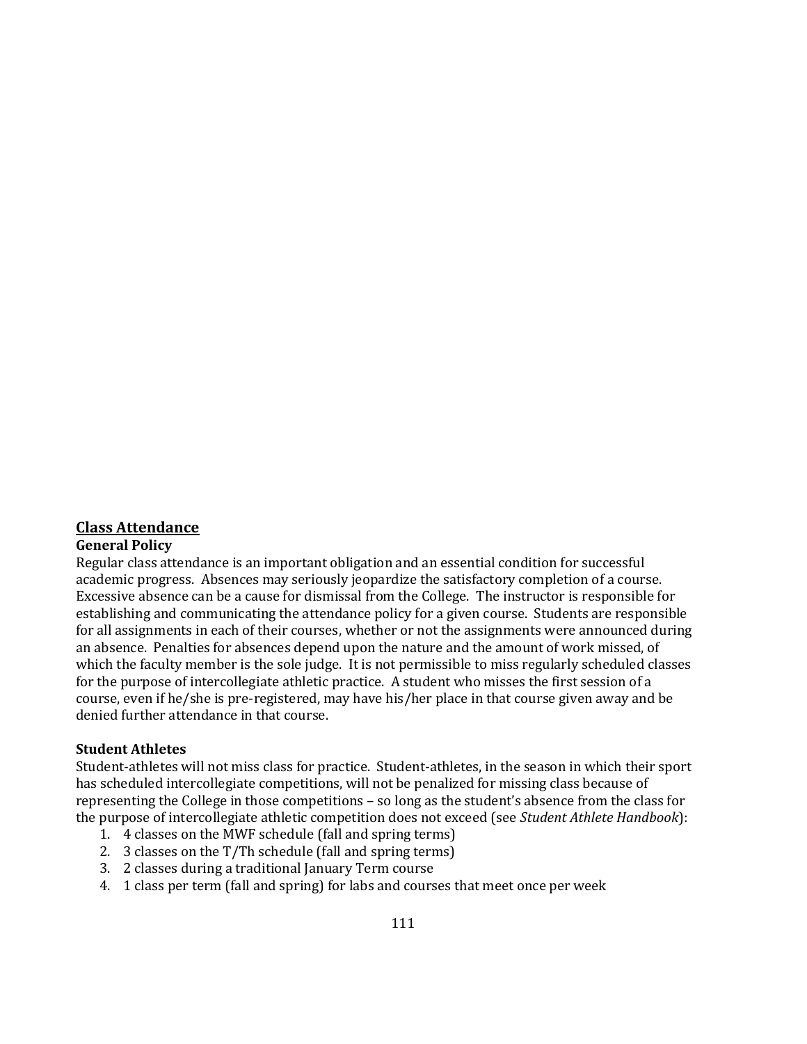## Class Attendance

### General Policy

Regular class attendance is an important obligation and an essential condition for successful academic progress. Absences may seriously jeopardize the satisfactory completion of a course. Excessive absence can be a cause for dismissal from the College. The instructor is responsible for establishing and communicating the attendance policy for a given course. Students are responsible for all assignments in each of their courses, whether or not the assignments were announced during an absence. Penalties for absences depend upon the nature and the amount of work missed, of which the faculty member is the sole judge. It is not permissible to miss regularly scheduled classes for the purpose of intercollegiate athletic practice. A student who misses the first session of a course, even if he/she is pre-registered, may have his/her place in that course given away and be denied further attendance in that course.

### Student Athletes

Student-athletes will not miss class for practice. Student-athletes, in the season in which their sport has scheduled intercollegiate competitions, will not be penalized for missing class because of representing the College in those competitions – so long as the student's absence from the class for the purpose of intercollegiate athletic competition does not exceed (see *Student Athlete Handbook*):

1. 4 classes on the MWF schedule (fall and spring terms)
2. 3 classes on the T/Th schedule (fall and spring terms)
3. 2 classes during a traditional January Term course
4. 1 class per term (fall and spring) for labs and courses that meet once per week